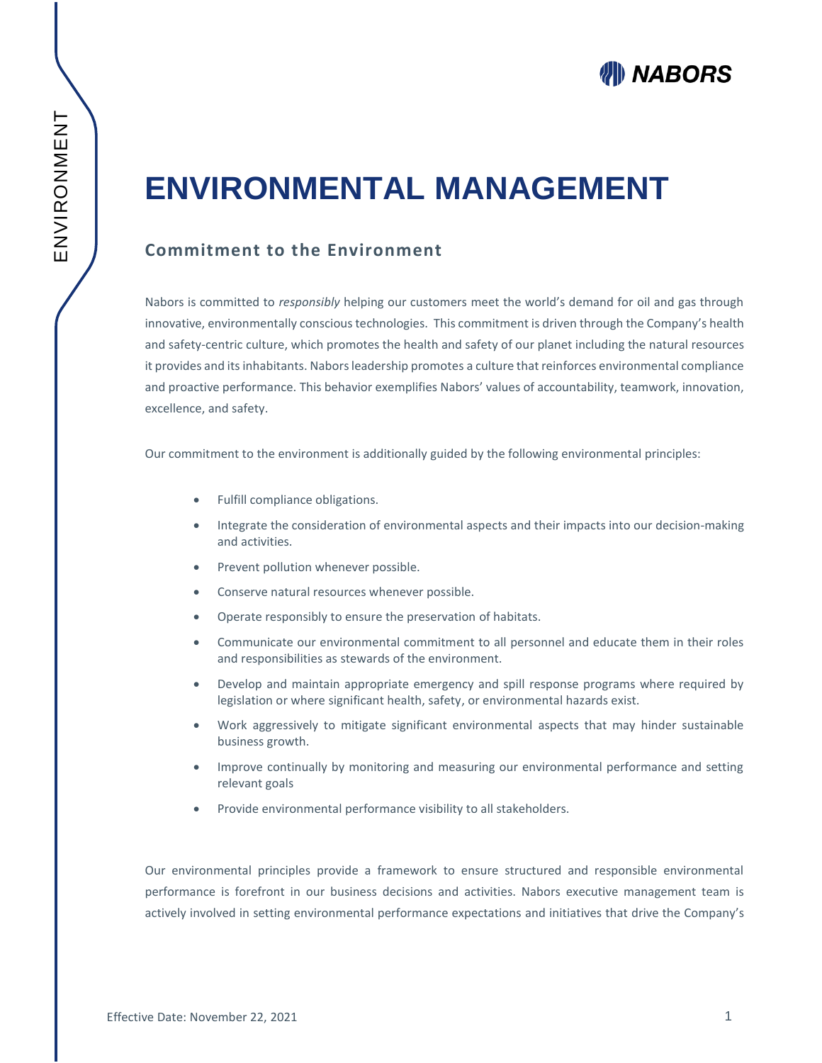# ENVIRONMENTAL MANAGEMENT

## Commitment to the Environment

Nabors is committed to *responsibly* helping our customers meet the world's demand for oil and gas through innovative, environmentally conscious technologies. This commitment is driven through the Company's health and safety-centric culture, which promotes the health and safety of our planet including the natural resources it provides and its inhabitants. Nabors leadership promotes a culture that reinforces environmental compliance and proactive performance. This behavior exemplifies Nabors' values of accountability, teamwork, innovation, excellence, and safety.

Our commitment to the environment is additionally guided by the following environmental principles:

- Fulfill compliance obligations.
- Integrate the consideration of environmental aspects and their impacts into our decision-making and activities.
- Prevent pollution whenever possible.
- Conserve natural resources whenever possible.
- Operate responsibly to ensure the preservation of habitats.
- Communicate our environmental commitment to all personnel and educate them in their roles and responsibilities as stewards of the environment.
- Develop and maintain appropriate emergency and spill response programs where required by legislation or where significant health, safety, or environmental hazards exist.
- Work aggressively to mitigate significant environmental aspects that may hinder sustainable business growth.
- Improve continually by monitoring and measuring our environmental performance and setting relevant goals
- Provide environmental performance visibility to all stakeholders.

Our environmental principles provide a framework to ensure structured and responsible environmental performance is forefront in our business decisions and activities. Nabors executive management team is actively involved in setting environmental performance expectations and initiatives that drive the Company's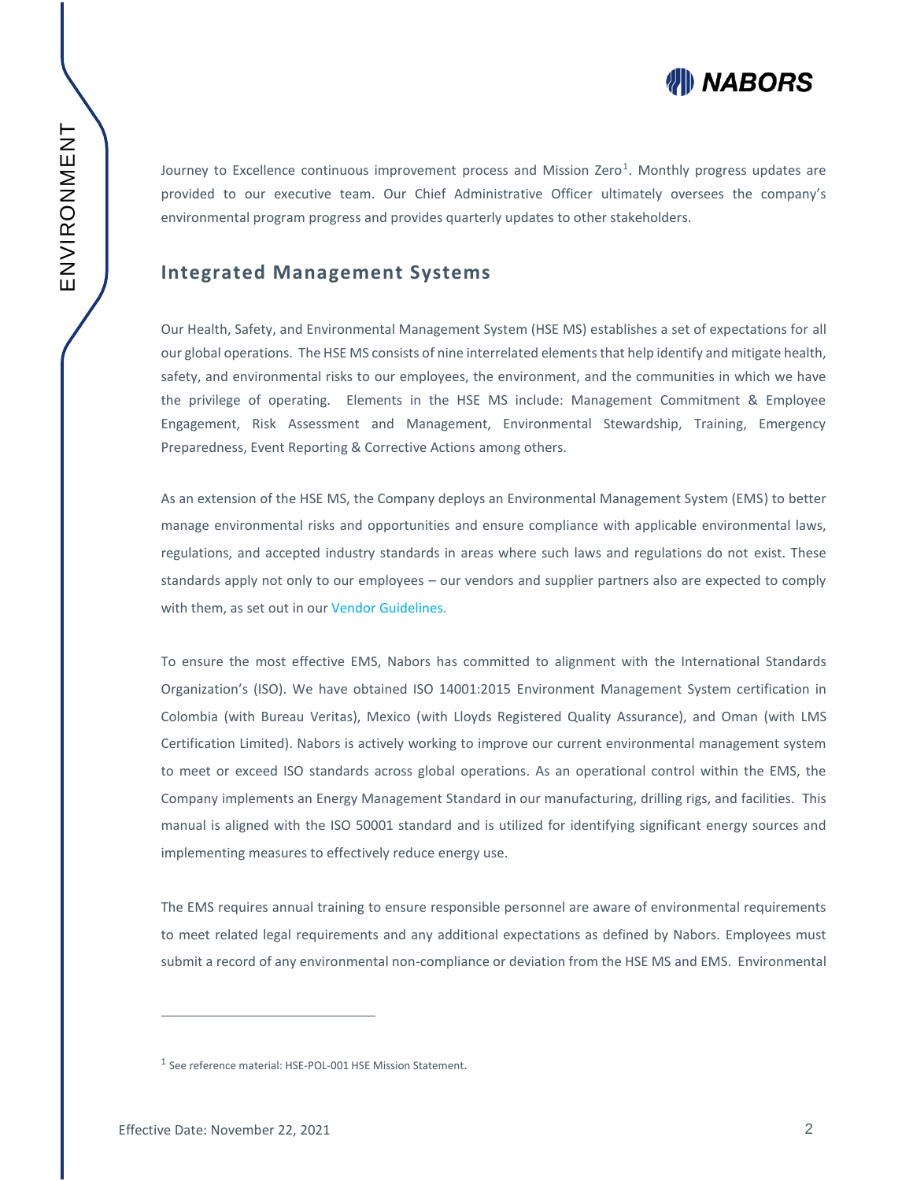Journey to Excellence continuous improvement process and Mission Zero[1]. Monthly progress updates are provided to our executive team. Our Chief Administrative Officer ultimately oversees the company's environmental program progress and provides quarterly updates to other stakeholders.

## Integrated Management Systems

Our Health, Safety, and Environmental Management System (HSE MS) establishes a set of expectations for all our global operations. The HSE MS consists of nine interrelated elements that help identify and mitigate health, safety, and environmental risks to our employees, the environment, and the communities in which we have the privilege of operating. Elements in the HSE MS include: Management Commitment & Employee Engagement, Risk Assessment and Management, Environmental Stewardship, Training, Emergency Preparedness, Event Reporting & Corrective Actions among others.

As an extension of the HSE MS, the Company deploys an Environmental Management System (EMS) to better manage environmental risks and opportunities and ensure compliance with applicable environmental laws, regulations, and accepted industry standards in areas where such laws and regulations do not exist. These standards apply not only to our employees – our vendors and supplier partners also are expected to comply with them, as set out in our Vendor Guidelines.

To ensure the most effective EMS, Nabors has committed to alignment with the International Standards Organization's (ISO). We have obtained ISO 14001:2015 Environment Management System certification in Colombia (with Bureau Veritas), Mexico (with Lloyds Registered Quality Assurance), and Oman (with LMS Certification Limited). Nabors is actively working to improve our current environmental management system to meet or exceed ISO standards across global operations. As an operational control within the EMS, the Company implements an Energy Management Standard in our manufacturing, drilling rigs, and facilities. This manual is aligned with the ISO 50001 standard and is utilized for identifying significant energy sources and implementing measures to effectively reduce energy use.

The EMS requires annual training to ensure responsible personnel are aware of environmental requirements to meet related legal requirements and any additional expectations as defined by Nabors. Employees must submit a record of any environmental non-compliance or deviation from the HSE MS and EMS. Environmental

[1] See reference material: HSE-POL-001 HSE Mission Statement.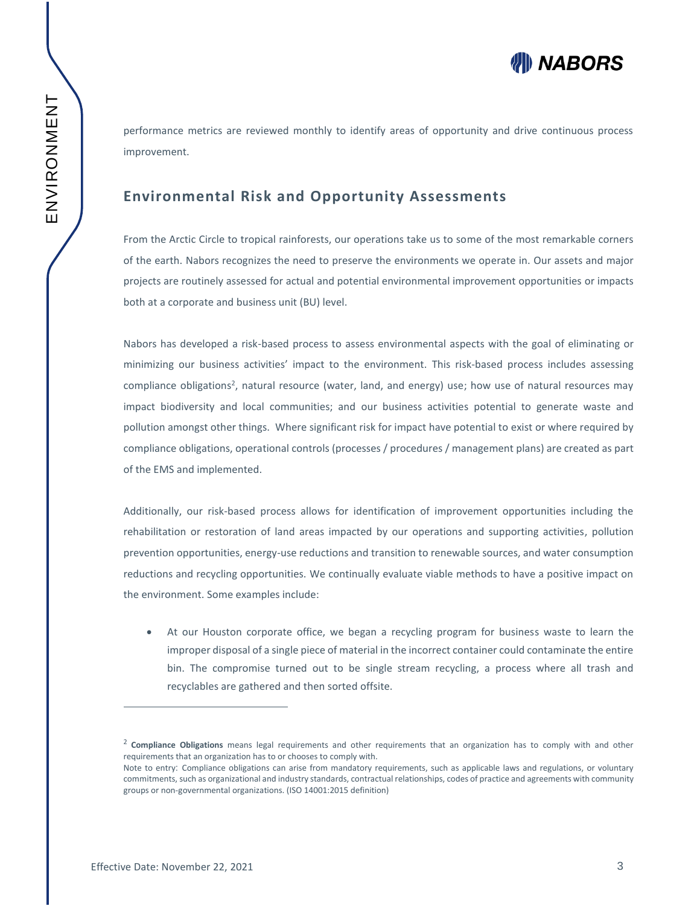performance metrics are reviewed monthly to identify areas of opportunity and drive continuous process improvement.

## Environmental Risk and Opportunity Assessments

From the Arctic Circle to tropical rainforests, our operations take us to some of the most remarkable corners of the earth. Nabors recognizes the need to preserve the environments we operate in. Our assets and major projects are routinely assessed for actual and potential environmental improvement opportunities or impacts both at a corporate and business unit (BU) level.

Nabors has developed a risk-based process to assess environmental aspects with the goal of eliminating or minimizing our business activities' impact to the environment. This risk-based process includes assessing compliance obligations[2], natural resource (water, land, and energy) use; how use of natural resources may impact biodiversity and local communities; and our business activities potential to generate waste and pollution amongst other things. Where significant risk for impact have potential to exist or where required by compliance obligations, operational controls (processes / procedures / management plans) are created as part of the EMS and implemented.

Additionally, our risk-based process allows for identification of improvement opportunities including the rehabilitation or restoration of land areas impacted by our operations and supporting activities, pollution prevention opportunities, energy-use reductions and transition to renewable sources, and water consumption reductions and recycling opportunities. We continually evaluate viable methods to have a positive impact on the environment. Some examples include:

- At our Houston corporate office, we began a recycling program for business waste to learn the improper disposal of a single piece of material in the incorrect container could contaminate the entire bin. The compromise turned out to be single stream recycling, a process where all trash and recyclables are gathered and then sorted offsite.

---

[2] **Compliance Obligations** means legal requirements and other requirements that an organization has to comply with and other requirements that an organization has to or chooses to comply with.
Note to entry: Compliance obligations can arise from mandatory requirements, such as applicable laws and regulations, or voluntary commitments, such as organizational and industry standards, contractual relationships, codes of practice and agreements with community groups or non-governmental organizations. (ISO 14001:2015 definition)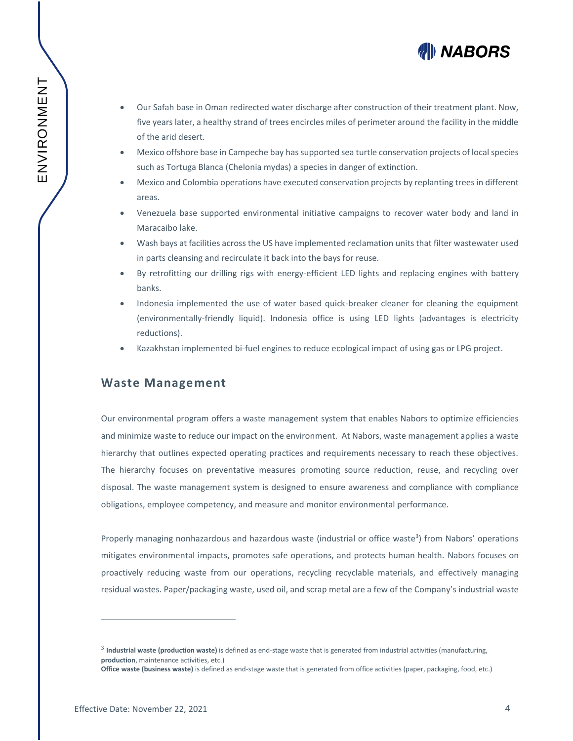- Our Safah base in Oman redirected water discharge after construction of their treatment plant. Now, five years later, a healthy strand of trees encircles miles of perimeter around the facility in the middle of the arid desert.
- Mexico offshore base in Campeche bay has supported sea turtle conservation projects of local species such as Tortuga Blanca (Chelonia mydas) a species in danger of extinction.
- Mexico and Colombia operations have executed conservation projects by replanting trees in different areas.
- Venezuela base supported environmental initiative campaigns to recover water body and land in Maracaibo lake.
- Wash bays at facilities across the US have implemented reclamation units that filter wastewater used in parts cleansing and recirculate it back into the bays for reuse.
- By retrofitting our drilling rigs with energy-efficient LED lights and replacing engines with battery banks.
- Indonesia implemented the use of water based quick-breaker cleaner for cleaning the equipment (environmentally-friendly liquid). Indonesia office is using LED lights (advantages is electricity reductions).
- Kazakhstan implemented bi-fuel engines to reduce ecological impact of using gas or LPG project.

## Waste Management

Our environmental program offers a waste management system that enables Nabors to optimize efficiencies and minimize waste to reduce our impact on the environment. At Nabors, waste management applies a waste hierarchy that outlines expected operating practices and requirements necessary to reach these objectives. The hierarchy focuses on preventative measures promoting source reduction, reuse, and recycling over disposal. The waste management system is designed to ensure awareness and compliance with compliance obligations, employee competency, and measure and monitor environmental performance.

Properly managing nonhazardous and hazardous waste (industrial or office waste[3]) from Nabors' operations mitigates environmental impacts, promotes safe operations, and protects human health. Nabors focuses on proactively reducing waste from our operations, recycling recyclable materials, and effectively managing residual wastes. Paper/packaging waste, used oil, and scrap metal are a few of the Company's industrial waste

---

[3] **Industrial waste (production waste)** is defined as end-stage waste that is generated from industrial activities (manufacturing, **production**, maintenance activities, etc.)
**Office waste (business waste)** is defined as end-stage waste that is generated from office activities (paper, packaging, food, etc.)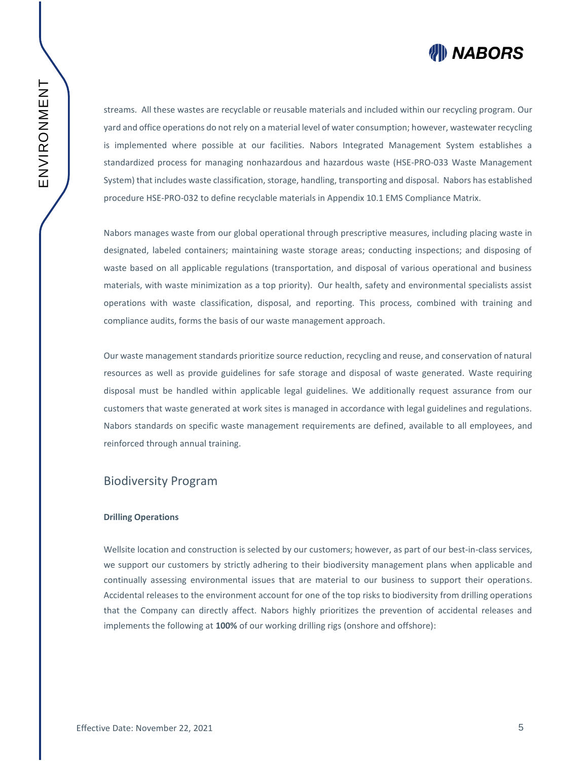streams. All these wastes are recyclable or reusable materials and included within our recycling program. Our yard and office operations do not rely on a material level of water consumption; however, wastewater recycling is implemented where possible at our facilities. Nabors Integrated Management System establishes a standardized process for managing nonhazardous and hazardous waste (HSE-PRO-033 Waste Management System) that includes waste classification, storage, handling, transporting and disposal. Nabors has established procedure HSE-PRO-032 to define recyclable materials in Appendix 10.1 EMS Compliance Matrix.

Nabors manages waste from our global operational through prescriptive measures, including placing waste in designated, labeled containers; maintaining waste storage areas; conducting inspections; and disposing of waste based on all applicable regulations (transportation, and disposal of various operational and business materials, with waste minimization as a top priority). Our health, safety and environmental specialists assist operations with waste classification, disposal, and reporting. This process, combined with training and compliance audits, forms the basis of our waste management approach.

Our waste management standards prioritize source reduction, recycling and reuse, and conservation of natural resources as well as provide guidelines for safe storage and disposal of waste generated. Waste requiring disposal must be handled within applicable legal guidelines. We additionally request assurance from our customers that waste generated at work sites is managed in accordance with legal guidelines and regulations. Nabors standards on specific waste management requirements are defined, available to all employees, and reinforced through annual training.

## Biodiversity Program

**Drilling Operations**

Wellsite location and construction is selected by our customers; however, as part of our best-in-class services, we support our customers by strictly adhering to their biodiversity management plans when applicable and continually assessing environmental issues that are material to our business to support their operations. Accidental releases to the environment account for one of the top risks to biodiversity from drilling operations that the Company can directly affect. Nabors highly prioritizes the prevention of accidental releases and implements the following at **100%** of our working drilling rigs (onshore and offshore):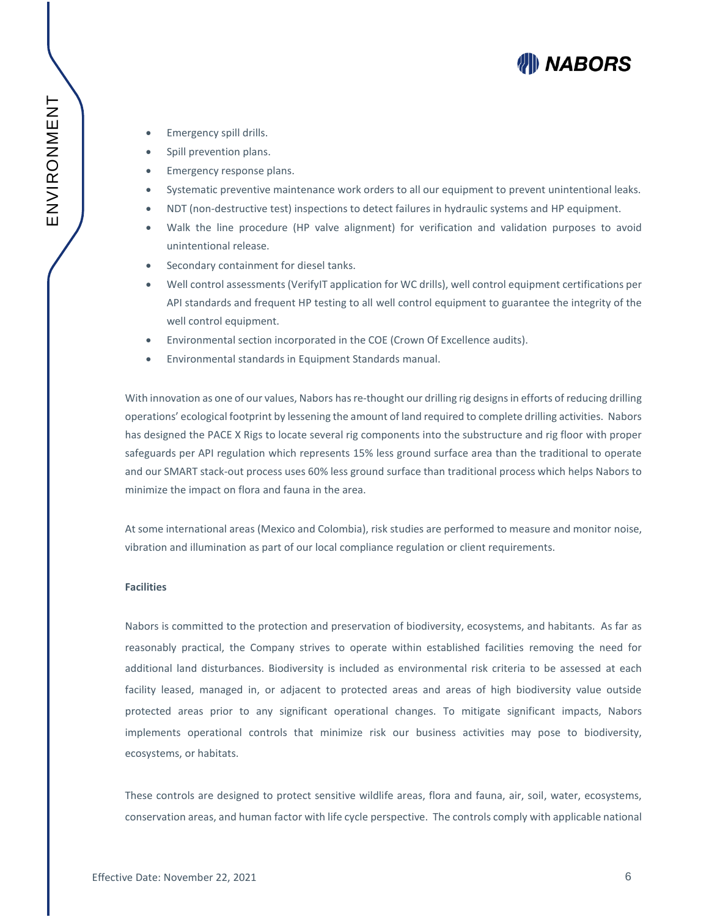- Emergency spill drills.
- Spill prevention plans.
- Emergency response plans.
- Systematic preventive maintenance work orders to all our equipment to prevent unintentional leaks.
- NDT (non-destructive test) inspections to detect failures in hydraulic systems and HP equipment.
- Walk the line procedure (HP valve alignment) for verification and validation purposes to avoid unintentional release.
- Secondary containment for diesel tanks.
- Well control assessments (VerifyIT application for WC drills), well control equipment certifications per API standards and frequent HP testing to all well control equipment to guarantee the integrity of the well control equipment.
- Environmental section incorporated in the COE (Crown Of Excellence audits).
- Environmental standards in Equipment Standards manual.

With innovation as one of our values, Nabors has re-thought our drilling rig designs in efforts of reducing drilling operations' ecological footprint by lessening the amount of land required to complete drilling activities. Nabors has designed the PACE X Rigs to locate several rig components into the substructure and rig floor with proper safeguards per API regulation which represents 15% less ground surface area than the traditional to operate and our SMART stack-out process uses 60% less ground surface than traditional process which helps Nabors to minimize the impact on flora and fauna in the area.

At some international areas (Mexico and Colombia), risk studies are performed to measure and monitor noise, vibration and illumination as part of our local compliance regulation or client requirements.

**Facilities**

Nabors is committed to the protection and preservation of biodiversity, ecosystems, and habitants. As far as reasonably practical, the Company strives to operate within established facilities removing the need for additional land disturbances. Biodiversity is included as environmental risk criteria to be assessed at each facility leased, managed in, or adjacent to protected areas and areas of high biodiversity value outside protected areas prior to any significant operational changes. To mitigate significant impacts, Nabors implements operational controls that minimize risk our business activities may pose to biodiversity, ecosystems, or habitats.

These controls are designed to protect sensitive wildlife areas, flora and fauna, air, soil, water, ecosystems, conservation areas, and human factor with life cycle perspective. The controls comply with applicable national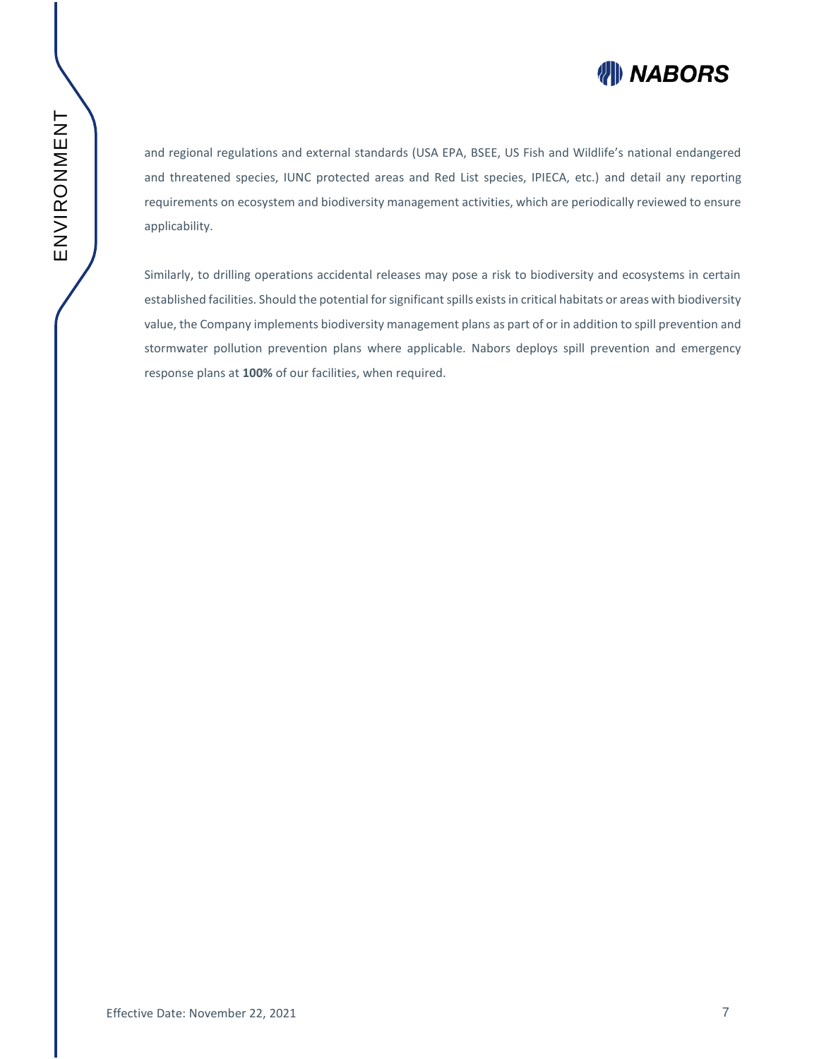and regional regulations and external standards (USA EPA, BSEE, US Fish and Wildlife's national endangered and threatened species, IUNC protected areas and Red List species, IPIECA, etc.) and detail any reporting requirements on ecosystem and biodiversity management activities, which are periodically reviewed to ensure applicability.

Similarly, to drilling operations accidental releases may pose a risk to biodiversity and ecosystems in certain established facilities. Should the potential for significant spills exists in critical habitats or areas with biodiversity value, the Company implements biodiversity management plans as part of or in addition to spill prevention and stormwater pollution prevention plans where applicable. Nabors deploys spill prevention and emergency response plans at **100%** of our facilities, when required.